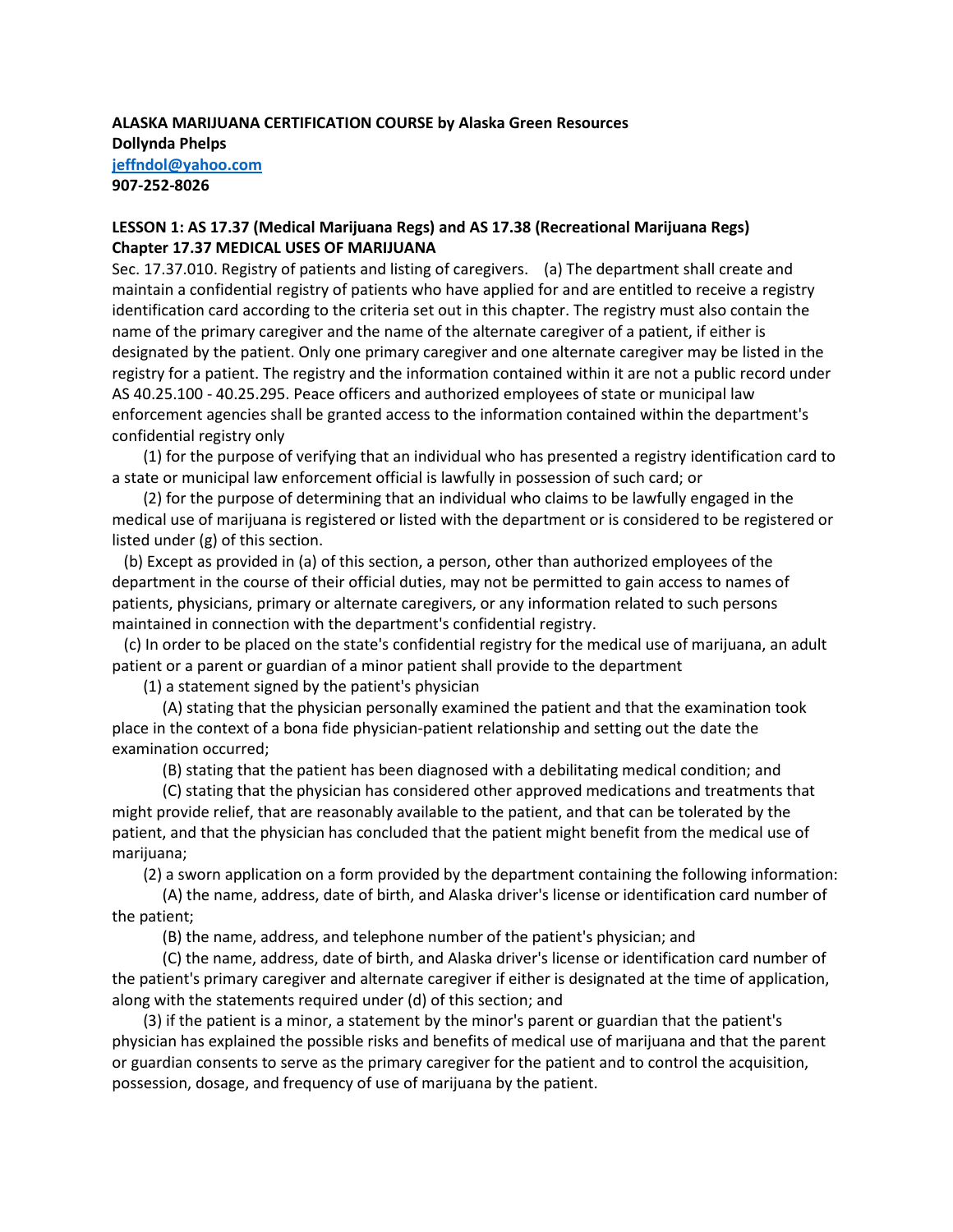**ALASKA MARIJUANA CERTIFICATION COURSE by Alaska Green Resources**
**Dollynda Phelps**
**jeffndol@yahoo.com**
**907-252-8026**

**LESSON 1: AS 17.37 (Medical Marijuana Regs) and AS 17.38 (Recreational Marijuana Regs)**
**Chapter 17.37 MEDICAL USES OF MARIJUANA**

Sec. 17.37.010. Registry of patients and listing of caregivers. (a) The department shall create and maintain a confidential registry of patients who have applied for and are entitled to receive a registry identification card according to the criteria set out in this chapter. The registry must also contain the name of the primary caregiver and the name of the alternate caregiver of a patient, if either is designated by the patient. Only one primary caregiver and one alternate caregiver may be listed in the registry for a patient. The registry and the information contained within it are not a public record under AS 40.25.100 - 40.25.295. Peace officers and authorized employees of state or municipal law enforcement agencies shall be granted access to the information contained within the department's confidential registry only

(1) for the purpose of verifying that an individual who has presented a registry identification card to a state or municipal law enforcement official is lawfully in possession of such card; or

(2) for the purpose of determining that an individual who claims to be lawfully engaged in the medical use of marijuana is registered or listed with the department or is considered to be registered or listed under (g) of this section.

(b) Except as provided in (a) of this section, a person, other than authorized employees of the department in the course of their official duties, may not be permitted to gain access to names of patients, physicians, primary or alternate caregivers, or any information related to such persons maintained in connection with the department's confidential registry.

(c) In order to be placed on the state's confidential registry for the medical use of marijuana, an adult patient or a parent or guardian of a minor patient shall provide to the department

(1) a statement signed by the patient's physician

(A) stating that the physician personally examined the patient and that the examination took place in the context of a bona fide physician-patient relationship and setting out the date the examination occurred;

(B) stating that the patient has been diagnosed with a debilitating medical condition; and

(C) stating that the physician has considered other approved medications and treatments that might provide relief, that are reasonably available to the patient, and that can be tolerated by the patient, and that the physician has concluded that the patient might benefit from the medical use of marijuana;

(2) a sworn application on a form provided by the department containing the following information:

(A) the name, address, date of birth, and Alaska driver's license or identification card number of the patient;

(B) the name, address, and telephone number of the patient's physician; and

(C) the name, address, date of birth, and Alaska driver's license or identification card number of the patient's primary caregiver and alternate caregiver if either is designated at the time of application, along with the statements required under (d) of this section; and

(3) if the patient is a minor, a statement by the minor's parent or guardian that the patient's physician has explained the possible risks and benefits of medical use of marijuana and that the parent or guardian consents to serve as the primary caregiver for the patient and to control the acquisition, possession, dosage, and frequency of use of marijuana by the patient.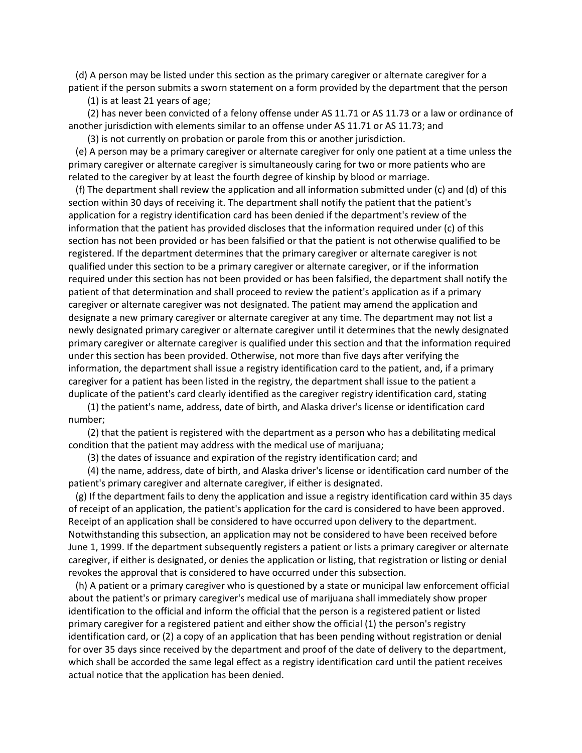(d) A person may be listed under this section as the primary caregiver or alternate caregiver for a patient if the person submits a sworn statement on a form provided by the department that the person

(1) is at least 21 years of age;

(2) has never been convicted of a felony offense under AS 11.71 or AS 11.73 or a law or ordinance of another jurisdiction with elements similar to an offense under AS 11.71 or AS 11.73; and

(3) is not currently on probation or parole from this or another jurisdiction.

(e) A person may be a primary caregiver or alternate caregiver for only one patient at a time unless the primary caregiver or alternate caregiver is simultaneously caring for two or more patients who are related to the caregiver by at least the fourth degree of kinship by blood or marriage.

(f) The department shall review the application and all information submitted under (c) and (d) of this section within 30 days of receiving it. The department shall notify the patient that the patient's application for a registry identification card has been denied if the department's review of the information that the patient has provided discloses that the information required under (c) of this section has not been provided or has been falsified or that the patient is not otherwise qualified to be registered. If the department determines that the primary caregiver or alternate caregiver is not qualified under this section to be a primary caregiver or alternate caregiver, or if the information required under this section has not been provided or has been falsified, the department shall notify the patient of that determination and shall proceed to review the patient's application as if a primary caregiver or alternate caregiver was not designated. The patient may amend the application and designate a new primary caregiver or alternate caregiver at any time. The department may not list a newly designated primary caregiver or alternate caregiver until it determines that the newly designated primary caregiver or alternate caregiver is qualified under this section and that the information required under this section has been provided. Otherwise, not more than five days after verifying the information, the department shall issue a registry identification card to the patient, and, if a primary caregiver for a patient has been listed in the registry, the department shall issue to the patient a duplicate of the patient's card clearly identified as the caregiver registry identification card, stating

(1) the patient's name, address, date of birth, and Alaska driver's license or identification card number;

(2) that the patient is registered with the department as a person who has a debilitating medical condition that the patient may address with the medical use of marijuana;

(3) the dates of issuance and expiration of the registry identification card; and

(4) the name, address, date of birth, and Alaska driver's license or identification card number of the patient's primary caregiver and alternate caregiver, if either is designated.

(g) If the department fails to deny the application and issue a registry identification card within 35 days of receipt of an application, the patient's application for the card is considered to have been approved. Receipt of an application shall be considered to have occurred upon delivery to the department. Notwithstanding this subsection, an application may not be considered to have been received before June 1, 1999. If the department subsequently registers a patient or lists a primary caregiver or alternate caregiver, if either is designated, or denies the application or listing, that registration or listing or denial revokes the approval that is considered to have occurred under this subsection.

(h) A patient or a primary caregiver who is questioned by a state or municipal law enforcement official about the patient's or primary caregiver's medical use of marijuana shall immediately show proper identification to the official and inform the official that the person is a registered patient or listed primary caregiver for a registered patient and either show the official (1) the person's registry identification card, or (2) a copy of an application that has been pending without registration or denial for over 35 days since received by the department and proof of the date of delivery to the department, which shall be accorded the same legal effect as a registry identification card until the patient receives actual notice that the application has been denied.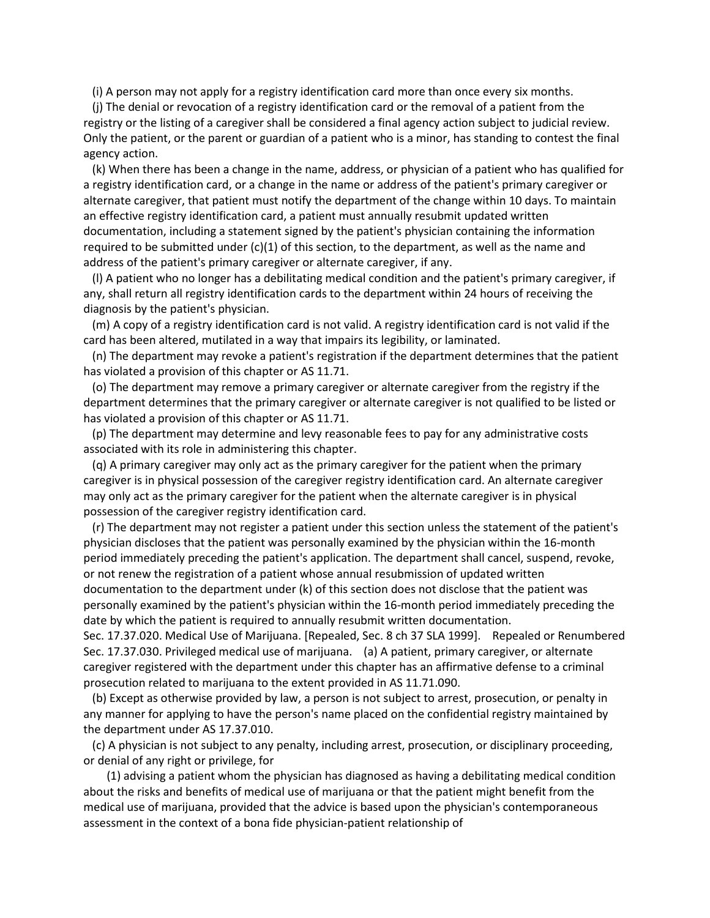(i) A person may not apply for a registry identification card more than once every six months.

(j) The denial or revocation of a registry identification card or the removal of a patient from the registry or the listing of a caregiver shall be considered a final agency action subject to judicial review. Only the patient, or the parent or guardian of a patient who is a minor, has standing to contest the final agency action.

(k) When there has been a change in the name, address, or physician of a patient who has qualified for a registry identification card, or a change in the name or address of the patient's primary caregiver or alternate caregiver, that patient must notify the department of the change within 10 days. To maintain an effective registry identification card, a patient must annually resubmit updated written documentation, including a statement signed by the patient's physician containing the information required to be submitted under (c)(1) of this section, to the department, as well as the name and address of the patient's primary caregiver or alternate caregiver, if any.

(l) A patient who no longer has a debilitating medical condition and the patient's primary caregiver, if any, shall return all registry identification cards to the department within 24 hours of receiving the diagnosis by the patient's physician.

(m) A copy of a registry identification card is not valid. A registry identification card is not valid if the card has been altered, mutilated in a way that impairs its legibility, or laminated.

(n) The department may revoke a patient's registration if the department determines that the patient has violated a provision of this chapter or AS 11.71.

(o) The department may remove a primary caregiver or alternate caregiver from the registry if the department determines that the primary caregiver or alternate caregiver is not qualified to be listed or has violated a provision of this chapter or AS 11.71.

(p) The department may determine and levy reasonable fees to pay for any administrative costs associated with its role in administering this chapter.

(q) A primary caregiver may only act as the primary caregiver for the patient when the primary caregiver is in physical possession of the caregiver registry identification card. An alternate caregiver may only act as the primary caregiver for the patient when the alternate caregiver is in physical possession of the caregiver registry identification card.

(r) The department may not register a patient under this section unless the statement of the patient's physician discloses that the patient was personally examined by the physician within the 16-month period immediately preceding the patient's application. The department shall cancel, suspend, revoke, or not renew the registration of a patient whose annual resubmission of updated written documentation to the department under (k) of this section does not disclose that the patient was personally examined by the patient's physician within the 16-month period immediately preceding the date by which the patient is required to annually resubmit written documentation.

Sec. 17.37.020. Medical Use of Marijuana. [Repealed, Sec. 8 ch 37 SLA 1999]. Repealed or Renumbered

Sec. 17.37.030. Privileged medical use of marijuana. (a) A patient, primary caregiver, or alternate caregiver registered with the department under this chapter has an affirmative defense to a criminal prosecution related to marijuana to the extent provided in AS 11.71.090.

(b) Except as otherwise provided by law, a person is not subject to arrest, prosecution, or penalty in any manner for applying to have the person's name placed on the confidential registry maintained by the department under AS 17.37.010.

(c) A physician is not subject to any penalty, including arrest, prosecution, or disciplinary proceeding, or denial of any right or privilege, for

(1) advising a patient whom the physician has diagnosed as having a debilitating medical condition about the risks and benefits of medical use of marijuana or that the patient might benefit from the medical use of marijuana, provided that the advice is based upon the physician's contemporaneous assessment in the context of a bona fide physician-patient relationship of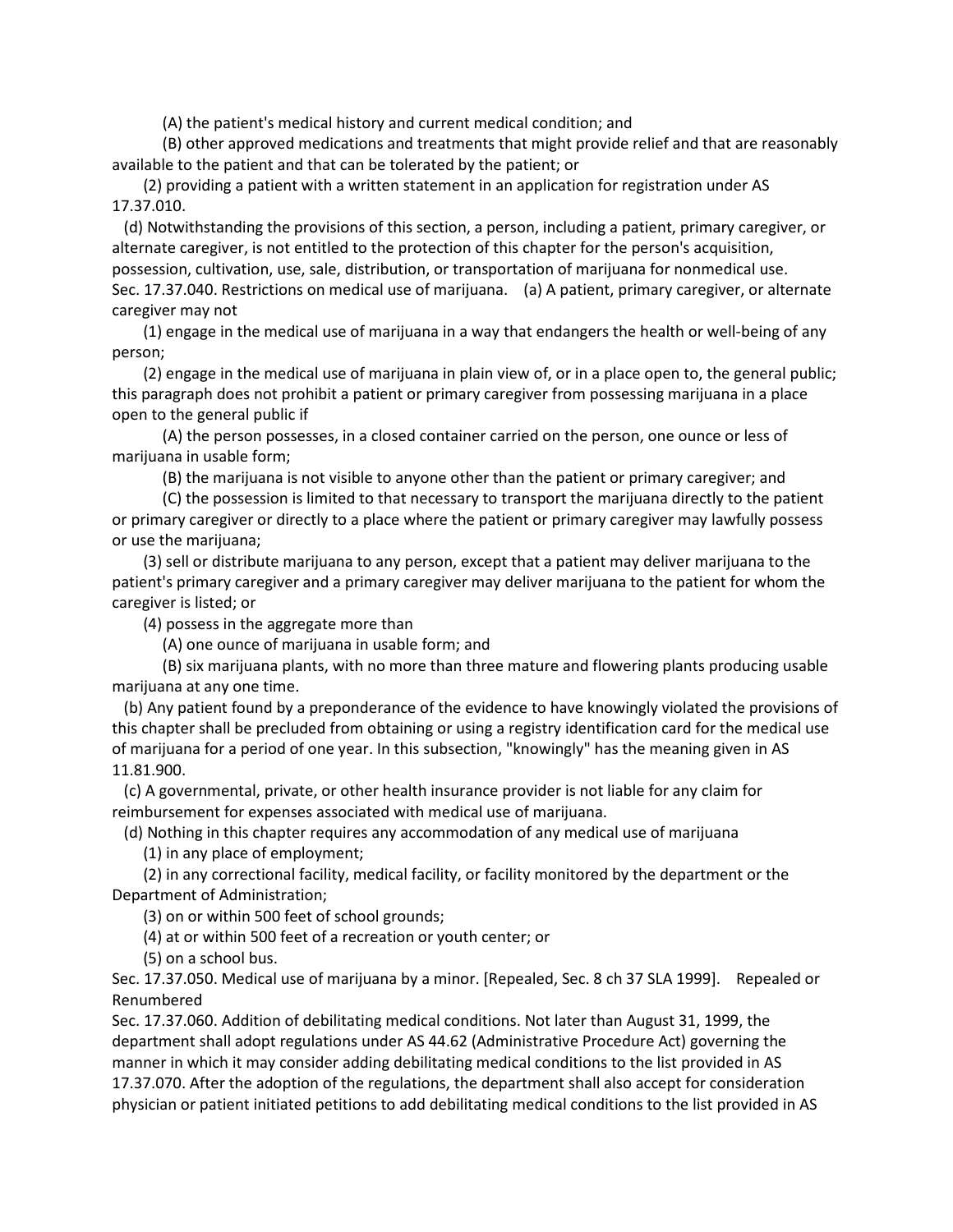(A) the patient's medical history and current medical condition; and

(B) other approved medications and treatments that might provide relief and that are reasonably available to the patient and that can be tolerated by the patient; or

(2) providing a patient with a written statement in an application for registration under AS 17.37.010.

(d) Notwithstanding the provisions of this section, a person, including a patient, primary caregiver, or alternate caregiver, is not entitled to the protection of this chapter for the person's acquisition, possession, cultivation, use, sale, distribution, or transportation of marijuana for nonmedical use.

Sec. 17.37.040. Restrictions on medical use of marijuana. (a) A patient, primary caregiver, or alternate caregiver may not

(1) engage in the medical use of marijuana in a way that endangers the health or well-being of any person;

(2) engage in the medical use of marijuana in plain view of, or in a place open to, the general public; this paragraph does not prohibit a patient or primary caregiver from possessing marijuana in a place open to the general public if

(A) the person possesses, in a closed container carried on the person, one ounce or less of marijuana in usable form;

(B) the marijuana is not visible to anyone other than the patient or primary caregiver; and

(C) the possession is limited to that necessary to transport the marijuana directly to the patient or primary caregiver or directly to a place where the patient or primary caregiver may lawfully possess or use the marijuana;

(3) sell or distribute marijuana to any person, except that a patient may deliver marijuana to the patient's primary caregiver and a primary caregiver may deliver marijuana to the patient for whom the caregiver is listed; or

(4) possess in the aggregate more than

(A) one ounce of marijuana in usable form; and

(B) six marijuana plants, with no more than three mature and flowering plants producing usable marijuana at any one time.

(b) Any patient found by a preponderance of the evidence to have knowingly violated the provisions of this chapter shall be precluded from obtaining or using a registry identification card for the medical use of marijuana for a period of one year. In this subsection, "knowingly" has the meaning given in AS 11.81.900.

(c) A governmental, private, or other health insurance provider is not liable for any claim for reimbursement for expenses associated with medical use of marijuana.

(d) Nothing in this chapter requires any accommodation of any medical use of marijuana

(1) in any place of employment;

(2) in any correctional facility, medical facility, or facility monitored by the department or the Department of Administration;

(3) on or within 500 feet of school grounds;

(4) at or within 500 feet of a recreation or youth center; or

(5) on a school bus.

Sec. 17.37.050. Medical use of marijuana by a minor. [Repealed, Sec. 8 ch 37 SLA 1999]. Repealed or Renumbered

Sec. 17.37.060. Addition of debilitating medical conditions. Not later than August 31, 1999, the department shall adopt regulations under AS 44.62 (Administrative Procedure Act) governing the manner in which it may consider adding debilitating medical conditions to the list provided in AS 17.37.070. After the adoption of the regulations, the department shall also accept for consideration physician or patient initiated petitions to add debilitating medical conditions to the list provided in AS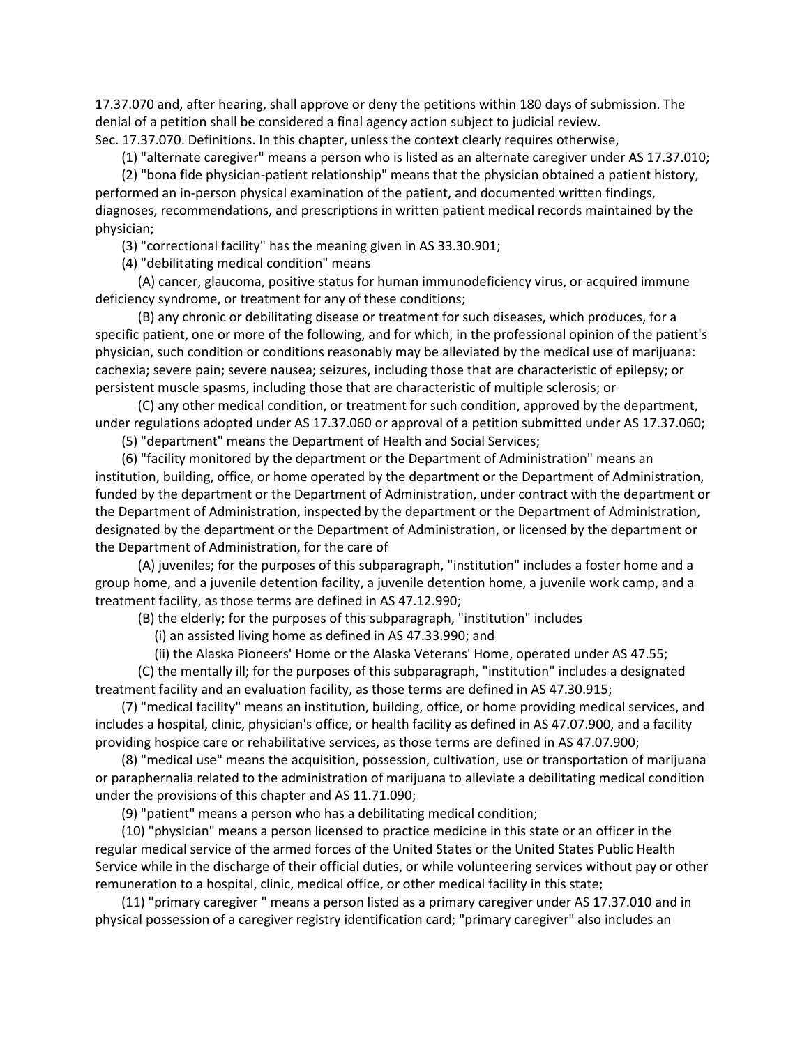17.37.070 and, after hearing, shall approve or deny the petitions within 180 days of submission. The denial of a petition shall be considered a final agency action subject to judicial review.

Sec. 17.37.070. Definitions. In this chapter, unless the context clearly requires otherwise,

(1) "alternate caregiver" means a person who is listed as an alternate caregiver under AS 17.37.010;

(2) "bona fide physician-patient relationship" means that the physician obtained a patient history, performed an in-person physical examination of the patient, and documented written findings, diagnoses, recommendations, and prescriptions in written patient medical records maintained by the physician;

(3) "correctional facility" has the meaning given in AS 33.30.901;

(4) "debilitating medical condition" means

(A) cancer, glaucoma, positive status for human immunodeficiency virus, or acquired immune deficiency syndrome, or treatment for any of these conditions;

(B) any chronic or debilitating disease or treatment for such diseases, which produces, for a specific patient, one or more of the following, and for which, in the professional opinion of the patient's physician, such condition or conditions reasonably may be alleviated by the medical use of marijuana: cachexia; severe pain; severe nausea; seizures, including those that are characteristic of epilepsy; or persistent muscle spasms, including those that are characteristic of multiple sclerosis; or

(C) any other medical condition, or treatment for such condition, approved by the department, under regulations adopted under AS 17.37.060 or approval of a petition submitted under AS 17.37.060;

(5) "department" means the Department of Health and Social Services;

(6) "facility monitored by the department or the Department of Administration" means an institution, building, office, or home operated by the department or the Department of Administration, funded by the department or the Department of Administration, under contract with the department or the Department of Administration, inspected by the department or the Department of Administration, designated by the department or the Department of Administration, or licensed by the department or the Department of Administration, for the care of

(A) juveniles; for the purposes of this subparagraph, "institution" includes a foster home and a group home, and a juvenile detention facility, a juvenile detention home, a juvenile work camp, and a treatment facility, as those terms are defined in AS 47.12.990;

(B) the elderly; for the purposes of this subparagraph, "institution" includes

(i) an assisted living home as defined in AS 47.33.990; and

(ii) the Alaska Pioneers' Home or the Alaska Veterans' Home, operated under AS 47.55;

(C) the mentally ill; for the purposes of this subparagraph, "institution" includes a designated treatment facility and an evaluation facility, as those terms are defined in AS 47.30.915;

(7) "medical facility" means an institution, building, office, or home providing medical services, and includes a hospital, clinic, physician's office, or health facility as defined in AS 47.07.900, and a facility providing hospice care or rehabilitative services, as those terms are defined in AS 47.07.900;

(8) "medical use" means the acquisition, possession, cultivation, use or transportation of marijuana or paraphernalia related to the administration of marijuana to alleviate a debilitating medical condition under the provisions of this chapter and AS 11.71.090;

(9) "patient" means a person who has a debilitating medical condition;

(10) "physician" means a person licensed to practice medicine in this state or an officer in the regular medical service of the armed forces of the United States or the United States Public Health Service while in the discharge of their official duties, or while volunteering services without pay or other remuneration to a hospital, clinic, medical office, or other medical facility in this state;

(11) "primary caregiver " means a person listed as a primary caregiver under AS 17.37.010 and in physical possession of a caregiver registry identification card; "primary caregiver" also includes an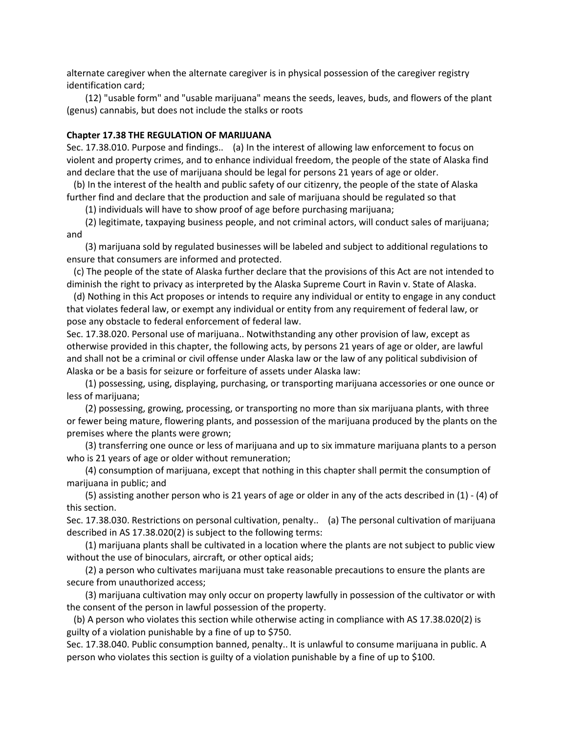alternate caregiver when the alternate caregiver is in physical possession of the caregiver registry identification card;

(12) "usable form" and "usable marijuana" means the seeds, leaves, buds, and flowers of the plant (genus) cannabis, but does not include the stalks or roots

**Chapter 17.38 THE REGULATION OF MARIJUANA**

Sec. 17.38.010. Purpose and findings.. (a) In the interest of allowing law enforcement to focus on violent and property crimes, and to enhance individual freedom, the people of the state of Alaska find and declare that the use of marijuana should be legal for persons 21 years of age or older.

(b) In the interest of the health and public safety of our citizenry, the people of the state of Alaska further find and declare that the production and sale of marijuana should be regulated so that

(1) individuals will have to show proof of age before purchasing marijuana;

(2) legitimate, taxpaying business people, and not criminal actors, will conduct sales of marijuana; and

(3) marijuana sold by regulated businesses will be labeled and subject to additional regulations to ensure that consumers are informed and protected.

(c) The people of the state of Alaska further declare that the provisions of this Act are not intended to diminish the right to privacy as interpreted by the Alaska Supreme Court in Ravin v. State of Alaska.

(d) Nothing in this Act proposes or intends to require any individual or entity to engage in any conduct that violates federal law, or exempt any individual or entity from any requirement of federal law, or pose any obstacle to federal enforcement of federal law.

Sec. 17.38.020. Personal use of marijuana.. Notwithstanding any other provision of law, except as otherwise provided in this chapter, the following acts, by persons 21 years of age or older, are lawful and shall not be a criminal or civil offense under Alaska law or the law of any political subdivision of Alaska or be a basis for seizure or forfeiture of assets under Alaska law:

(1) possessing, using, displaying, purchasing, or transporting marijuana accessories or one ounce or less of marijuana;

(2) possessing, growing, processing, or transporting no more than six marijuana plants, with three or fewer being mature, flowering plants, and possession of the marijuana produced by the plants on the premises where the plants were grown;

(3) transferring one ounce or less of marijuana and up to six immature marijuana plants to a person who is 21 years of age or older without remuneration;

(4) consumption of marijuana, except that nothing in this chapter shall permit the consumption of marijuana in public; and

(5) assisting another person who is 21 years of age or older in any of the acts described in (1) - (4) of this section.

Sec. 17.38.030. Restrictions on personal cultivation, penalty.. (a) The personal cultivation of marijuana described in AS 17.38.020(2) is subject to the following terms:

(1) marijuana plants shall be cultivated in a location where the plants are not subject to public view without the use of binoculars, aircraft, or other optical aids;

(2) a person who cultivates marijuana must take reasonable precautions to ensure the plants are secure from unauthorized access;

(3) marijuana cultivation may only occur on property lawfully in possession of the cultivator or with the consent of the person in lawful possession of the property.

(b) A person who violates this section while otherwise acting in compliance with AS 17.38.020(2) is guilty of a violation punishable by a fine of up to $750.

Sec. 17.38.040. Public consumption banned, penalty.. It is unlawful to consume marijuana in public. A person who violates this section is guilty of a violation punishable by a fine of up to $100.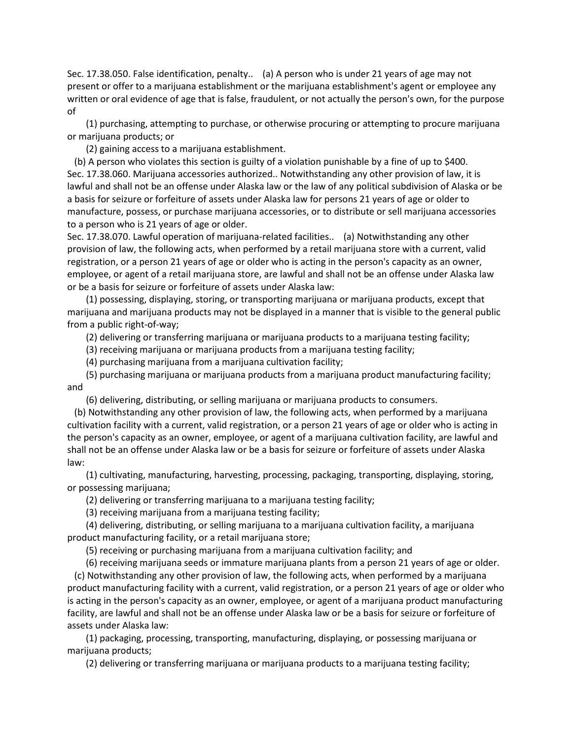Sec. 17.38.050. False identification, penalty.. (a) A person who is under 21 years of age may not present or offer to a marijuana establishment or the marijuana establishment's agent or employee any written or oral evidence of age that is false, fraudulent, or not actually the person's own, for the purpose of

(1) purchasing, attempting to purchase, or otherwise procuring or attempting to procure marijuana or marijuana products; or

(2) gaining access to a marijuana establishment.

(b) A person who violates this section is guilty of a violation punishable by a fine of up to $400.

Sec. 17.38.060. Marijuana accessories authorized.. Notwithstanding any other provision of law, it is lawful and shall not be an offense under Alaska law or the law of any political subdivision of Alaska or be a basis for seizure or forfeiture of assets under Alaska law for persons 21 years of age or older to manufacture, possess, or purchase marijuana accessories, or to distribute or sell marijuana accessories to a person who is 21 years of age or older.

Sec. 17.38.070. Lawful operation of marijuana-related facilities.. (a) Notwithstanding any other provision of law, the following acts, when performed by a retail marijuana store with a current, valid registration, or a person 21 years of age or older who is acting in the person's capacity as an owner, employee, or agent of a retail marijuana store, are lawful and shall not be an offense under Alaska law or be a basis for seizure or forfeiture of assets under Alaska law:

(1) possessing, displaying, storing, or transporting marijuana or marijuana products, except that marijuana and marijuana products may not be displayed in a manner that is visible to the general public from a public right-of-way;

(2) delivering or transferring marijuana or marijuana products to a marijuana testing facility;

(3) receiving marijuana or marijuana products from a marijuana testing facility;

(4) purchasing marijuana from a marijuana cultivation facility;

(5) purchasing marijuana or marijuana products from a marijuana product manufacturing facility; and

(6) delivering, distributing, or selling marijuana or marijuana products to consumers.

(b) Notwithstanding any other provision of law, the following acts, when performed by a marijuana cultivation facility with a current, valid registration, or a person 21 years of age or older who is acting in the person's capacity as an owner, employee, or agent of a marijuana cultivation facility, are lawful and shall not be an offense under Alaska law or be a basis for seizure or forfeiture of assets under Alaska law:

(1) cultivating, manufacturing, harvesting, processing, packaging, transporting, displaying, storing, or possessing marijuana;

(2) delivering or transferring marijuana to a marijuana testing facility;

(3) receiving marijuana from a marijuana testing facility;

(4) delivering, distributing, or selling marijuana to a marijuana cultivation facility, a marijuana product manufacturing facility, or a retail marijuana store;

(5) receiving or purchasing marijuana from a marijuana cultivation facility; and

(6) receiving marijuana seeds or immature marijuana plants from a person 21 years of age or older.

(c) Notwithstanding any other provision of law, the following acts, when performed by a marijuana product manufacturing facility with a current, valid registration, or a person 21 years of age or older who is acting in the person's capacity as an owner, employee, or agent of a marijuana product manufacturing facility, are lawful and shall not be an offense under Alaska law or be a basis for seizure or forfeiture of assets under Alaska law:

(1) packaging, processing, transporting, manufacturing, displaying, or possessing marijuana or marijuana products;

(2) delivering or transferring marijuana or marijuana products to a marijuana testing facility;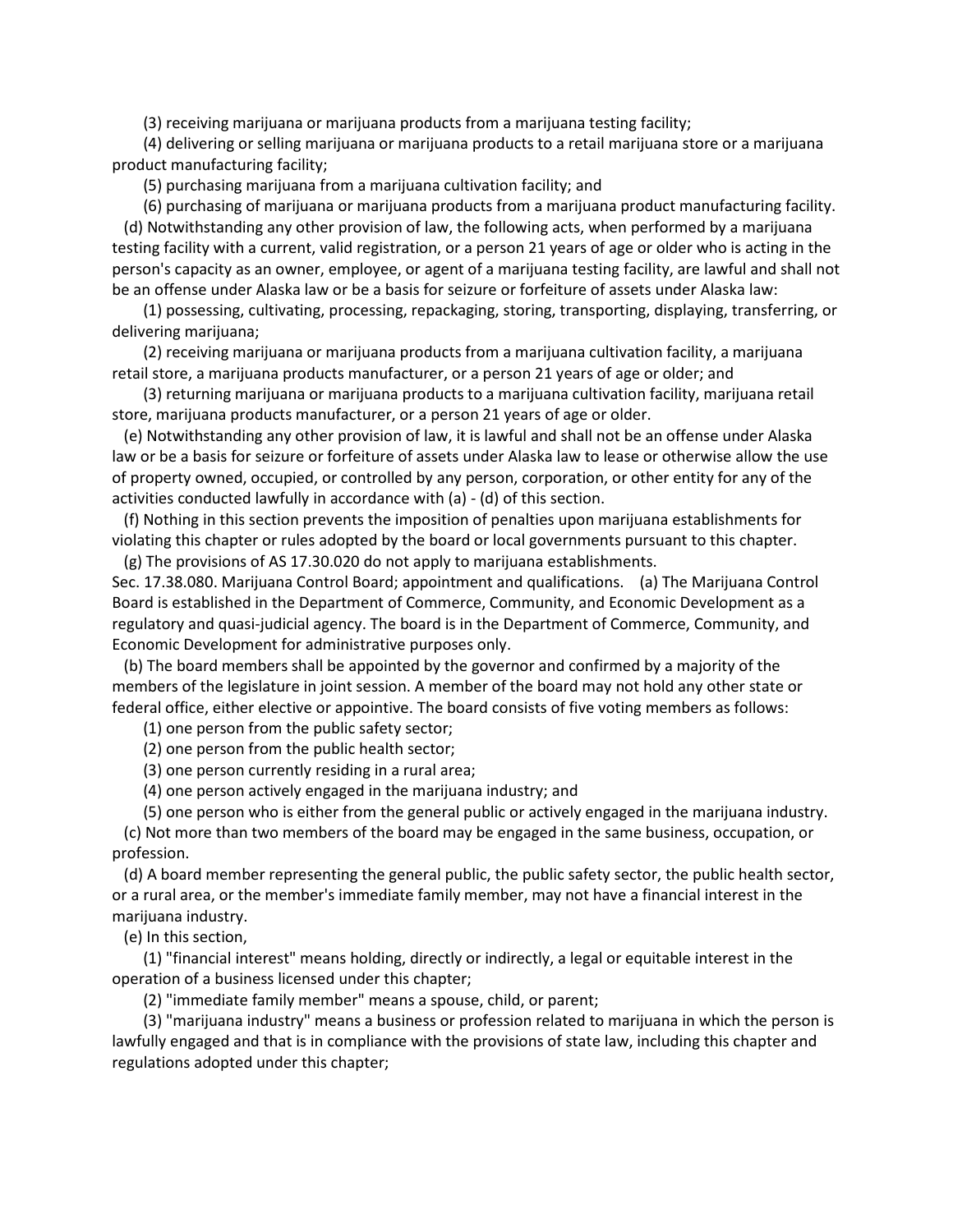(3) receiving marijuana or marijuana products from a marijuana testing facility;

(4) delivering or selling marijuana or marijuana products to a retail marijuana store or a marijuana product manufacturing facility;

(5) purchasing marijuana from a marijuana cultivation facility; and

(6) purchasing of marijuana or marijuana products from a marijuana product manufacturing facility.

(d) Notwithstanding any other provision of law, the following acts, when performed by a marijuana testing facility with a current, valid registration, or a person 21 years of age or older who is acting in the person's capacity as an owner, employee, or agent of a marijuana testing facility, are lawful and shall not be an offense under Alaska law or be a basis for seizure or forfeiture of assets under Alaska law:

(1) possessing, cultivating, processing, repackaging, storing, transporting, displaying, transferring, or delivering marijuana;

(2) receiving marijuana or marijuana products from a marijuana cultivation facility, a marijuana retail store, a marijuana products manufacturer, or a person 21 years of age or older; and

(3) returning marijuana or marijuana products to a marijuana cultivation facility, marijuana retail store, marijuana products manufacturer, or a person 21 years of age or older.

(e) Notwithstanding any other provision of law, it is lawful and shall not be an offense under Alaska law or be a basis for seizure or forfeiture of assets under Alaska law to lease or otherwise allow the use of property owned, occupied, or controlled by any person, corporation, or other entity for any of the activities conducted lawfully in accordance with (a) - (d) of this section.

(f) Nothing in this section prevents the imposition of penalties upon marijuana establishments for violating this chapter or rules adopted by the board or local governments pursuant to this chapter.

(g) The provisions of AS 17.30.020 do not apply to marijuana establishments.

Sec. 17.38.080. Marijuana Control Board; appointment and qualifications. (a) The Marijuana Control Board is established in the Department of Commerce, Community, and Economic Development as a regulatory and quasi-judicial agency. The board is in the Department of Commerce, Community, and Economic Development for administrative purposes only.

(b) The board members shall be appointed by the governor and confirmed by a majority of the members of the legislature in joint session. A member of the board may not hold any other state or federal office, either elective or appointive. The board consists of five voting members as follows:

(1) one person from the public safety sector;

(2) one person from the public health sector;

(3) one person currently residing in a rural area;

(4) one person actively engaged in the marijuana industry; and

(5) one person who is either from the general public or actively engaged in the marijuana industry.

(c) Not more than two members of the board may be engaged in the same business, occupation, or profession.

(d) A board member representing the general public, the public safety sector, the public health sector, or a rural area, or the member's immediate family member, may not have a financial interest in the marijuana industry.

(e) In this section,

(1) "financial interest" means holding, directly or indirectly, a legal or equitable interest in the operation of a business licensed under this chapter;

(2) "immediate family member" means a spouse, child, or parent;

(3) "marijuana industry" means a business or profession related to marijuana in which the person is lawfully engaged and that is in compliance with the provisions of state law, including this chapter and regulations adopted under this chapter;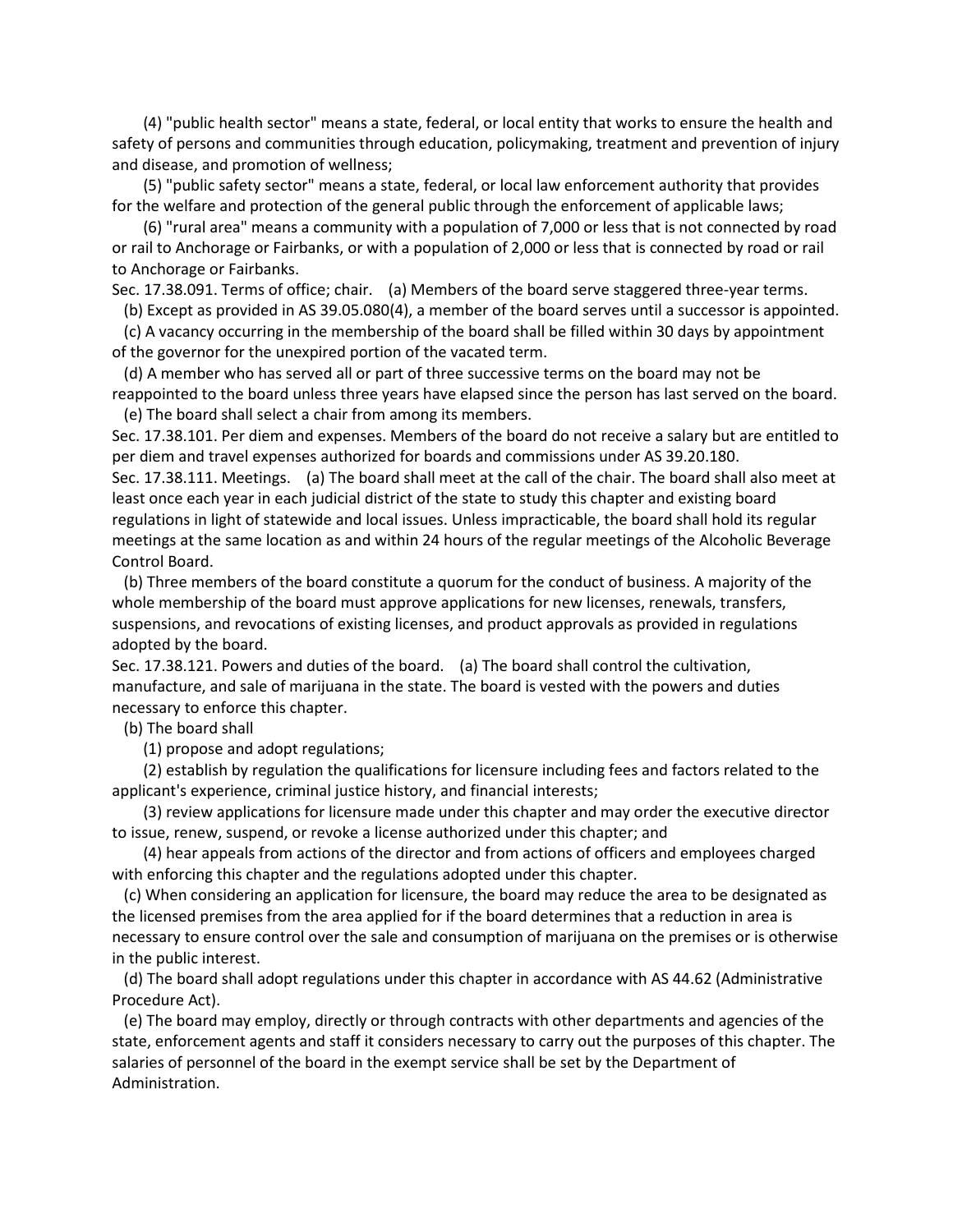(4) "public health sector" means a state, federal, or local entity that works to ensure the health and safety of persons and communities through education, policymaking, treatment and prevention of injury and disease, and promotion of wellness;

(5) "public safety sector" means a state, federal, or local law enforcement authority that provides for the welfare and protection of the general public through the enforcement of applicable laws;

(6) "rural area" means a community with a population of 7,000 or less that is not connected by road or rail to Anchorage or Fairbanks, or with a population of 2,000 or less that is connected by road or rail to Anchorage or Fairbanks.

Sec. 17.38.091. Terms of office; chair. (a) Members of the board serve staggered three-year terms.

(b) Except as provided in AS 39.05.080(4), a member of the board serves until a successor is appointed.

(c) A vacancy occurring in the membership of the board shall be filled within 30 days by appointment of the governor for the unexpired portion of the vacated term.

(d) A member who has served all or part of three successive terms on the board may not be reappointed to the board unless three years have elapsed since the person has last served on the board.

(e) The board shall select a chair from among its members.

Sec. 17.38.101. Per diem and expenses. Members of the board do not receive a salary but are entitled to per diem and travel expenses authorized for boards and commissions under AS 39.20.180.

Sec. 17.38.111. Meetings. (a) The board shall meet at the call of the chair. The board shall also meet at least once each year in each judicial district of the state to study this chapter and existing board regulations in light of statewide and local issues. Unless impracticable, the board shall hold its regular meetings at the same location as and within 24 hours of the regular meetings of the Alcoholic Beverage Control Board.

(b) Three members of the board constitute a quorum for the conduct of business. A majority of the whole membership of the board must approve applications for new licenses, renewals, transfers, suspensions, and revocations of existing licenses, and product approvals as provided in regulations adopted by the board.

Sec. 17.38.121. Powers and duties of the board. (a) The board shall control the cultivation, manufacture, and sale of marijuana in the state. The board is vested with the powers and duties necessary to enforce this chapter.

(b) The board shall

(1) propose and adopt regulations;

(2) establish by regulation the qualifications for licensure including fees and factors related to the applicant's experience, criminal justice history, and financial interests;

(3) review applications for licensure made under this chapter and may order the executive director to issue, renew, suspend, or revoke a license authorized under this chapter; and

(4) hear appeals from actions of the director and from actions of officers and employees charged with enforcing this chapter and the regulations adopted under this chapter.

(c) When considering an application for licensure, the board may reduce the area to be designated as the licensed premises from the area applied for if the board determines that a reduction in area is necessary to ensure control over the sale and consumption of marijuana on the premises or is otherwise in the public interest.

(d) The board shall adopt regulations under this chapter in accordance with AS 44.62 (Administrative Procedure Act).

(e) The board may employ, directly or through contracts with other departments and agencies of the state, enforcement agents and staff it considers necessary to carry out the purposes of this chapter. The salaries of personnel of the board in the exempt service shall be set by the Department of Administration.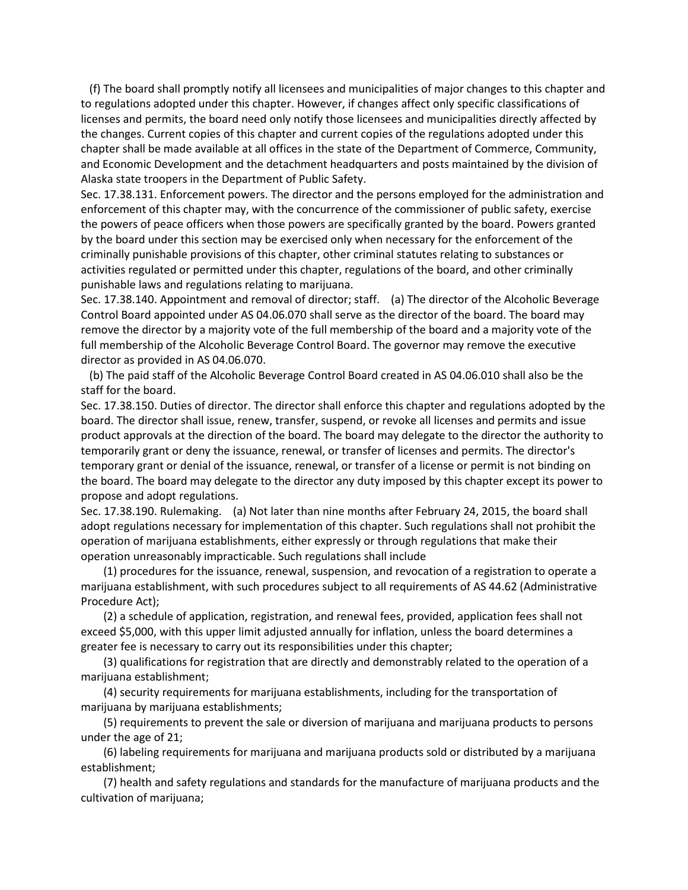(f) The board shall promptly notify all licensees and municipalities of major changes to this chapter and to regulations adopted under this chapter. However, if changes affect only specific classifications of licenses and permits, the board need only notify those licensees and municipalities directly affected by the changes. Current copies of this chapter and current copies of the regulations adopted under this chapter shall be made available at all offices in the state of the Department of Commerce, Community, and Economic Development and the detachment headquarters and posts maintained by the division of Alaska state troopers in the Department of Public Safety.

Sec. 17.38.131. Enforcement powers. The director and the persons employed for the administration and enforcement of this chapter may, with the concurrence of the commissioner of public safety, exercise the powers of peace officers when those powers are specifically granted by the board. Powers granted by the board under this section may be exercised only when necessary for the enforcement of the criminally punishable provisions of this chapter, other criminal statutes relating to substances or activities regulated or permitted under this chapter, regulations of the board, and other criminally punishable laws and regulations relating to marijuana.

Sec. 17.38.140. Appointment and removal of director; staff. (a) The director of the Alcoholic Beverage Control Board appointed under AS 04.06.070 shall serve as the director of the board. The board may remove the director by a majority vote of the full membership of the board and a majority vote of the full membership of the Alcoholic Beverage Control Board. The governor may remove the executive director as provided in AS 04.06.070.

(b) The paid staff of the Alcoholic Beverage Control Board created in AS 04.06.010 shall also be the staff for the board.

Sec. 17.38.150. Duties of director. The director shall enforce this chapter and regulations adopted by the board. The director shall issue, renew, transfer, suspend, or revoke all licenses and permits and issue product approvals at the direction of the board. The board may delegate to the director the authority to temporarily grant or deny the issuance, renewal, or transfer of licenses and permits. The director's temporary grant or denial of the issuance, renewal, or transfer of a license or permit is not binding on the board. The board may delegate to the director any duty imposed by this chapter except its power to propose and adopt regulations.

Sec. 17.38.190. Rulemaking. (a) Not later than nine months after February 24, 2015, the board shall adopt regulations necessary for implementation of this chapter. Such regulations shall not prohibit the operation of marijuana establishments, either expressly or through regulations that make their operation unreasonably impracticable. Such regulations shall include

(1) procedures for the issuance, renewal, suspension, and revocation of a registration to operate a marijuana establishment, with such procedures subject to all requirements of AS 44.62 (Administrative Procedure Act);

(2) a schedule of application, registration, and renewal fees, provided, application fees shall not exceed $5,000, with this upper limit adjusted annually for inflation, unless the board determines a greater fee is necessary to carry out its responsibilities under this chapter;

(3) qualifications for registration that are directly and demonstrably related to the operation of a marijuana establishment;

(4) security requirements for marijuana establishments, including for the transportation of marijuana by marijuana establishments;

(5) requirements to prevent the sale or diversion of marijuana and marijuana products to persons under the age of 21;

(6) labeling requirements for marijuana and marijuana products sold or distributed by a marijuana establishment;

(7) health and safety regulations and standards for the manufacture of marijuana products and the cultivation of marijuana;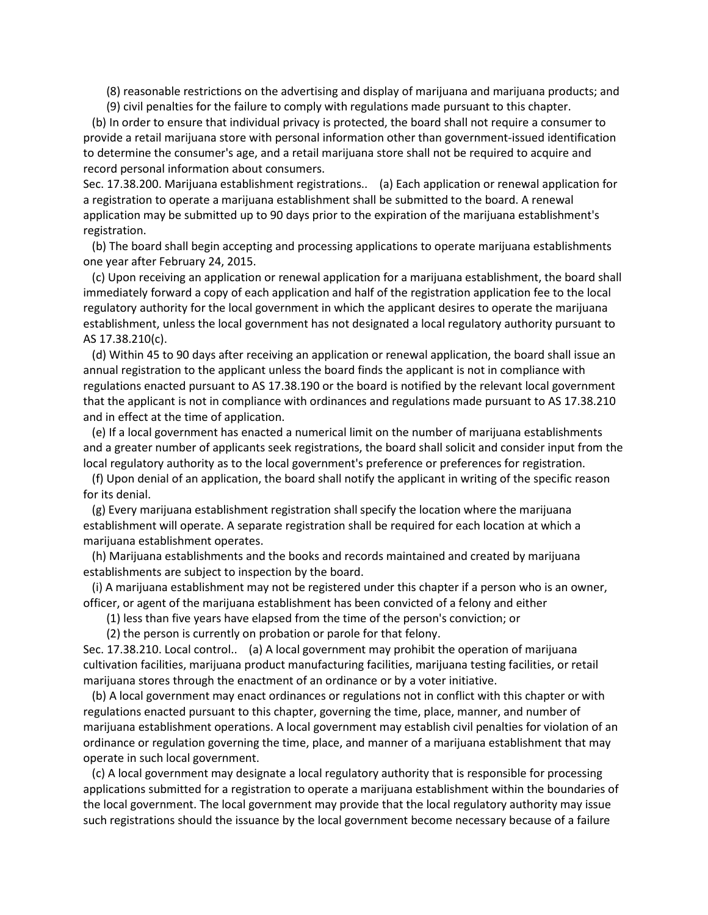(8) reasonable restrictions on the advertising and display of marijuana and marijuana products; and

(9) civil penalties for the failure to comply with regulations made pursuant to this chapter.

(b) In order to ensure that individual privacy is protected, the board shall not require a consumer to provide a retail marijuana store with personal information other than government-issued identification to determine the consumer's age, and a retail marijuana store shall not be required to acquire and record personal information about consumers.

Sec. 17.38.200. Marijuana establishment registrations.. (a) Each application or renewal application for a registration to operate a marijuana establishment shall be submitted to the board. A renewal application may be submitted up to 90 days prior to the expiration of the marijuana establishment's registration.

(b) The board shall begin accepting and processing applications to operate marijuana establishments one year after February 24, 2015.

(c) Upon receiving an application or renewal application for a marijuana establishment, the board shall immediately forward a copy of each application and half of the registration application fee to the local regulatory authority for the local government in which the applicant desires to operate the marijuana establishment, unless the local government has not designated a local regulatory authority pursuant to AS 17.38.210(c).

(d) Within 45 to 90 days after receiving an application or renewal application, the board shall issue an annual registration to the applicant unless the board finds the applicant is not in compliance with regulations enacted pursuant to AS 17.38.190 or the board is notified by the relevant local government that the applicant is not in compliance with ordinances and regulations made pursuant to AS 17.38.210 and in effect at the time of application.

(e) If a local government has enacted a numerical limit on the number of marijuana establishments and a greater number of applicants seek registrations, the board shall solicit and consider input from the local regulatory authority as to the local government's preference or preferences for registration.

(f) Upon denial of an application, the board shall notify the applicant in writing of the specific reason for its denial.

(g) Every marijuana establishment registration shall specify the location where the marijuana establishment will operate. A separate registration shall be required for each location at which a marijuana establishment operates.

(h) Marijuana establishments and the books and records maintained and created by marijuana establishments are subject to inspection by the board.

(i) A marijuana establishment may not be registered under this chapter if a person who is an owner, officer, or agent of the marijuana establishment has been convicted of a felony and either

(1) less than five years have elapsed from the time of the person's conviction; or

(2) the person is currently on probation or parole for that felony.

Sec. 17.38.210. Local control.. (a) A local government may prohibit the operation of marijuana cultivation facilities, marijuana product manufacturing facilities, marijuana testing facilities, or retail marijuana stores through the enactment of an ordinance or by a voter initiative.

(b) A local government may enact ordinances or regulations not in conflict with this chapter or with regulations enacted pursuant to this chapter, governing the time, place, manner, and number of marijuana establishment operations. A local government may establish civil penalties for violation of an ordinance or regulation governing the time, place, and manner of a marijuana establishment that may operate in such local government.

(c) A local government may designate a local regulatory authority that is responsible for processing applications submitted for a registration to operate a marijuana establishment within the boundaries of the local government. The local government may provide that the local regulatory authority may issue such registrations should the issuance by the local government become necessary because of a failure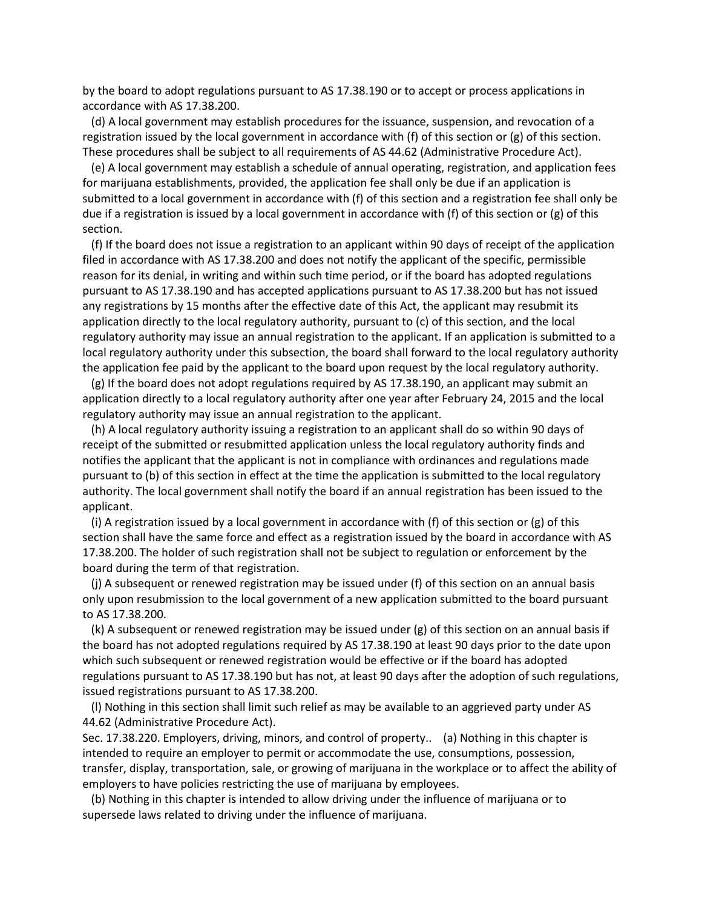by the board to adopt regulations pursuant to AS 17.38.190 or to accept or process applications in accordance with AS 17.38.200.

(d) A local government may establish procedures for the issuance, suspension, and revocation of a registration issued by the local government in accordance with (f) of this section or (g) of this section. These procedures shall be subject to all requirements of AS 44.62 (Administrative Procedure Act).

(e) A local government may establish a schedule of annual operating, registration, and application fees for marijuana establishments, provided, the application fee shall only be due if an application is submitted to a local government in accordance with (f) of this section and a registration fee shall only be due if a registration is issued by a local government in accordance with (f) of this section or (g) of this section.

(f) If the board does not issue a registration to an applicant within 90 days of receipt of the application filed in accordance with AS 17.38.200 and does not notify the applicant of the specific, permissible reason for its denial, in writing and within such time period, or if the board has adopted regulations pursuant to AS 17.38.190 and has accepted applications pursuant to AS 17.38.200 but has not issued any registrations by 15 months after the effective date of this Act, the applicant may resubmit its application directly to the local regulatory authority, pursuant to (c) of this section, and the local regulatory authority may issue an annual registration to the applicant. If an application is submitted to a local regulatory authority under this subsection, the board shall forward to the local regulatory authority the application fee paid by the applicant to the board upon request by the local regulatory authority.

(g) If the board does not adopt regulations required by AS 17.38.190, an applicant may submit an application directly to a local regulatory authority after one year after February 24, 2015 and the local regulatory authority may issue an annual registration to the applicant.

(h) A local regulatory authority issuing a registration to an applicant shall do so within 90 days of receipt of the submitted or resubmitted application unless the local regulatory authority finds and notifies the applicant that the applicant is not in compliance with ordinances and regulations made pursuant to (b) of this section in effect at the time the application is submitted to the local regulatory authority. The local government shall notify the board if an annual registration has been issued to the applicant.

(i) A registration issued by a local government in accordance with (f) of this section or (g) of this section shall have the same force and effect as a registration issued by the board in accordance with AS 17.38.200. The holder of such registration shall not be subject to regulation or enforcement by the board during the term of that registration.

(j) A subsequent or renewed registration may be issued under (f) of this section on an annual basis only upon resubmission to the local government of a new application submitted to the board pursuant to AS 17.38.200.

(k) A subsequent or renewed registration may be issued under (g) of this section on an annual basis if the board has not adopted regulations required by AS 17.38.190 at least 90 days prior to the date upon which such subsequent or renewed registration would be effective or if the board has adopted regulations pursuant to AS 17.38.190 but has not, at least 90 days after the adoption of such regulations, issued registrations pursuant to AS 17.38.200.

(l) Nothing in this section shall limit such relief as may be available to an aggrieved party under AS 44.62 (Administrative Procedure Act).

Sec. 17.38.220. Employers, driving, minors, and control of property.. (a) Nothing in this chapter is intended to require an employer to permit or accommodate the use, consumptions, possession, transfer, display, transportation, sale, or growing of marijuana in the workplace or to affect the ability of employers to have policies restricting the use of marijuana by employees.

(b) Nothing in this chapter is intended to allow driving under the influence of marijuana or to supersede laws related to driving under the influence of marijuana.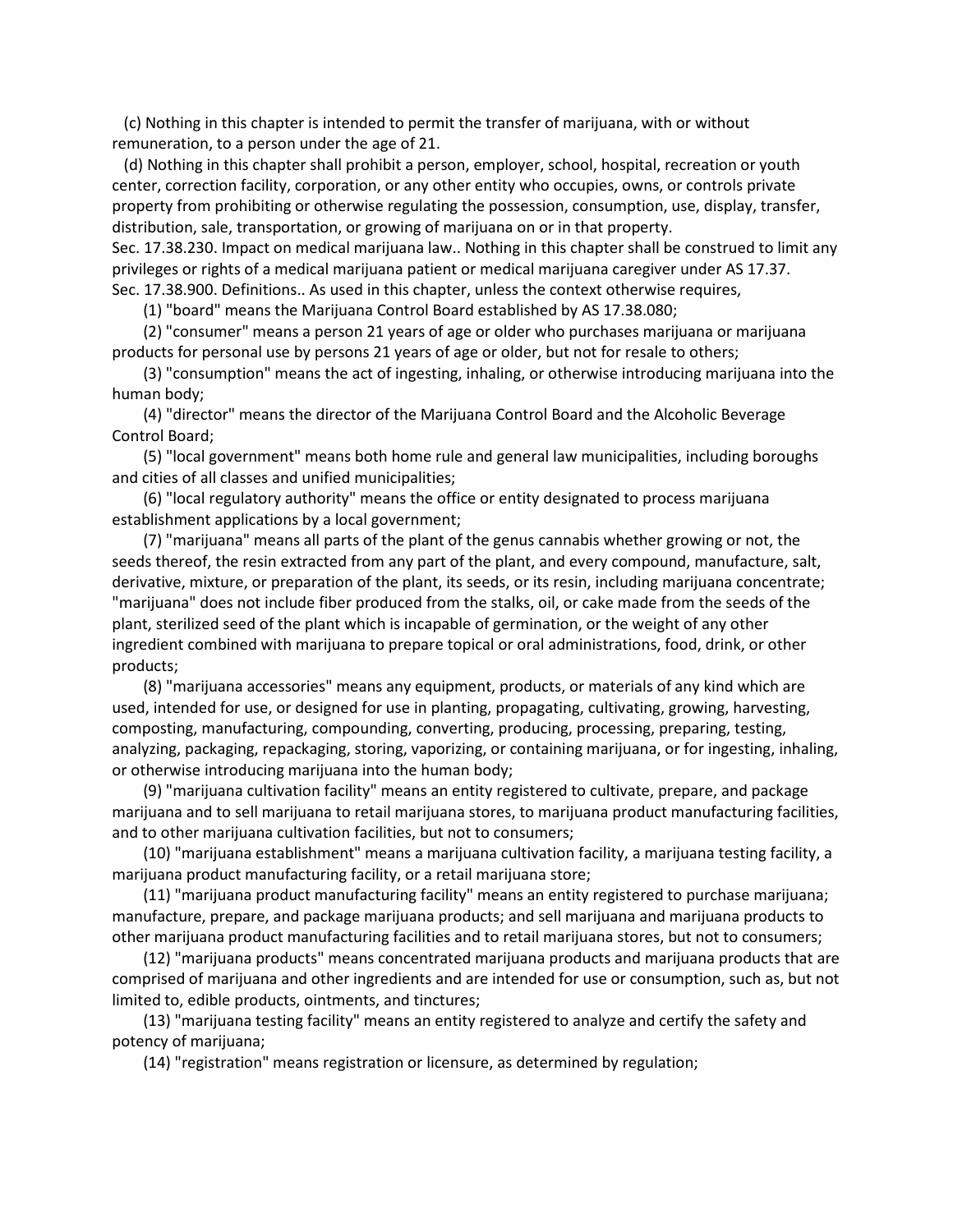(c) Nothing in this chapter is intended to permit the transfer of marijuana, with or without remuneration, to a person under the age of 21.

(d) Nothing in this chapter shall prohibit a person, employer, school, hospital, recreation or youth center, correction facility, corporation, or any other entity who occupies, owns, or controls private property from prohibiting or otherwise regulating the possession, consumption, use, display, transfer, distribution, sale, transportation, or growing of marijuana on or in that property.

Sec. 17.38.230. Impact on medical marijuana law.. Nothing in this chapter shall be construed to limit any privileges or rights of a medical marijuana patient or medical marijuana caregiver under AS 17.37.

Sec. 17.38.900. Definitions.. As used in this chapter, unless the context otherwise requires,

(1) "board" means the Marijuana Control Board established by AS 17.38.080;

(2) "consumer" means a person 21 years of age or older who purchases marijuana or marijuana products for personal use by persons 21 years of age or older, but not for resale to others;

(3) "consumption" means the act of ingesting, inhaling, or otherwise introducing marijuana into the human body;

(4) "director" means the director of the Marijuana Control Board and the Alcoholic Beverage Control Board;

(5) "local government" means both home rule and general law municipalities, including boroughs and cities of all classes and unified municipalities;

(6) "local regulatory authority" means the office or entity designated to process marijuana establishment applications by a local government;

(7) "marijuana" means all parts of the plant of the genus cannabis whether growing or not, the seeds thereof, the resin extracted from any part of the plant, and every compound, manufacture, salt, derivative, mixture, or preparation of the plant, its seeds, or its resin, including marijuana concentrate; "marijuana" does not include fiber produced from the stalks, oil, or cake made from the seeds of the plant, sterilized seed of the plant which is incapable of germination, or the weight of any other ingredient combined with marijuana to prepare topical or oral administrations, food, drink, or other products;

(8) "marijuana accessories" means any equipment, products, or materials of any kind which are used, intended for use, or designed for use in planting, propagating, cultivating, growing, harvesting, composting, manufacturing, compounding, converting, producing, processing, preparing, testing, analyzing, packaging, repackaging, storing, vaporizing, or containing marijuana, or for ingesting, inhaling, or otherwise introducing marijuana into the human body;

(9) "marijuana cultivation facility" means an entity registered to cultivate, prepare, and package marijuana and to sell marijuana to retail marijuana stores, to marijuana product manufacturing facilities, and to other marijuana cultivation facilities, but not to consumers;

(10) "marijuana establishment" means a marijuana cultivation facility, a marijuana testing facility, a marijuana product manufacturing facility, or a retail marijuana store;

(11) "marijuana product manufacturing facility" means an entity registered to purchase marijuana; manufacture, prepare, and package marijuana products; and sell marijuana and marijuana products to other marijuana product manufacturing facilities and to retail marijuana stores, but not to consumers;

(12) "marijuana products" means concentrated marijuana products and marijuana products that are comprised of marijuana and other ingredients and are intended for use or consumption, such as, but not limited to, edible products, ointments, and tinctures;

(13) "marijuana testing facility" means an entity registered to analyze and certify the safety and potency of marijuana;

(14) "registration" means registration or licensure, as determined by regulation;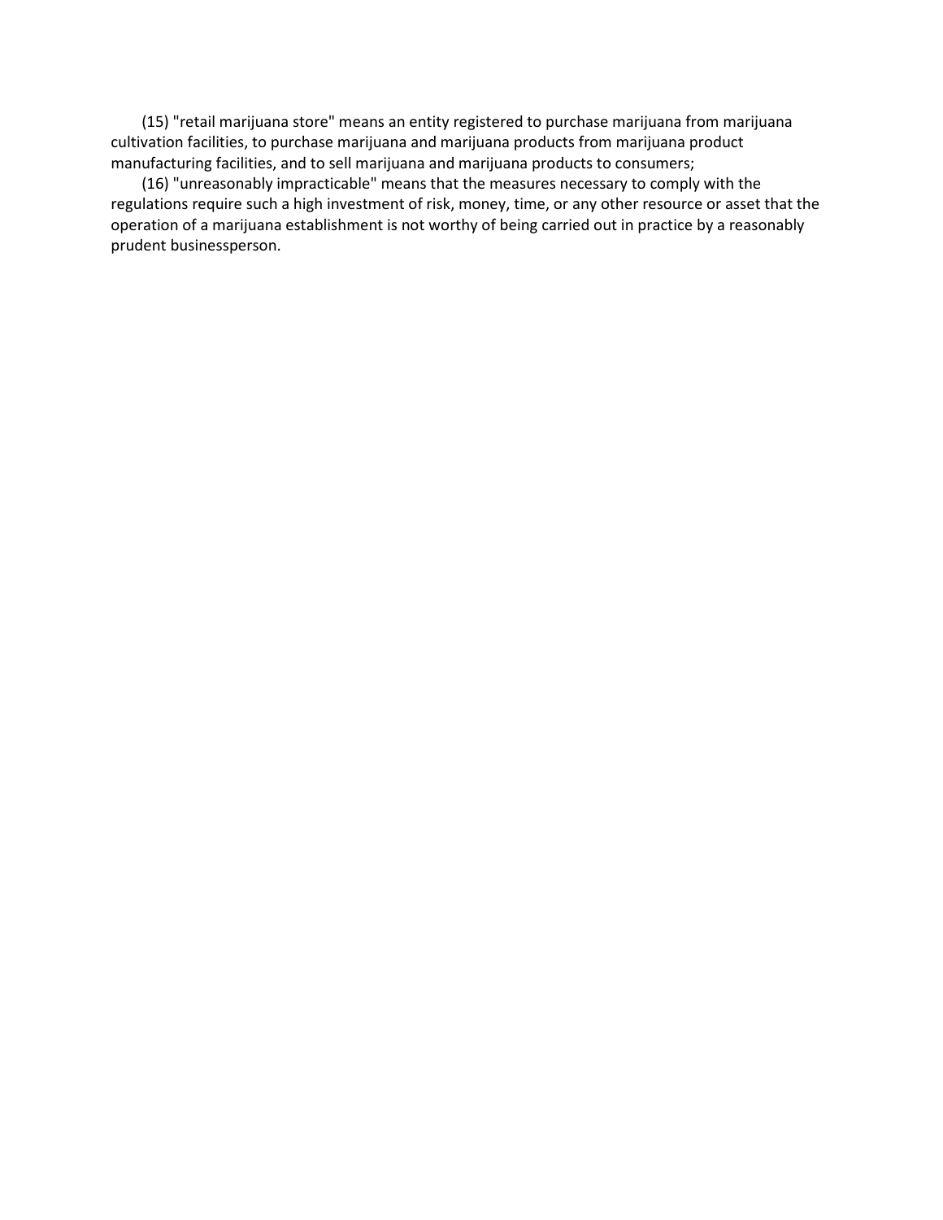(15) "retail marijuana store" means an entity registered to purchase marijuana from marijuana cultivation facilities, to purchase marijuana and marijuana products from marijuana product manufacturing facilities, and to sell marijuana and marijuana products to consumers;

(16) "unreasonably impracticable" means that the measures necessary to comply with the regulations require such a high investment of risk, money, time, or any other resource or asset that the operation of a marijuana establishment is not worthy of being carried out in practice by a reasonably prudent businessperson.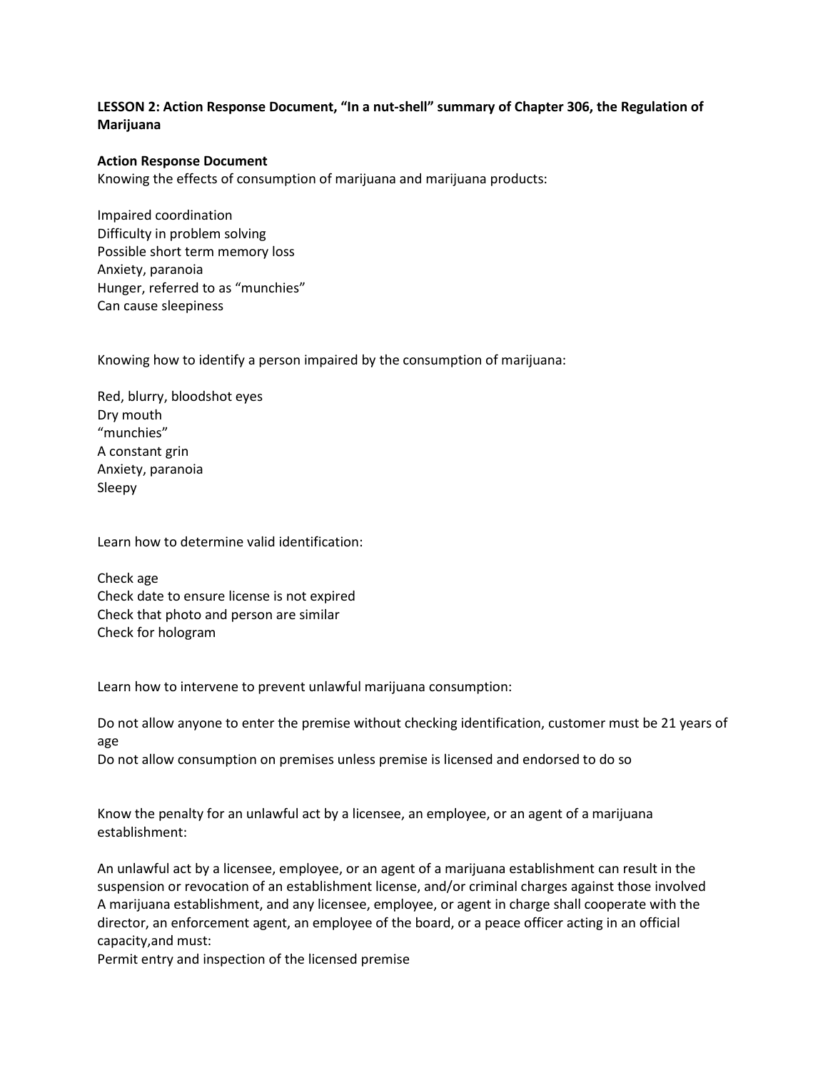**LESSON 2: Action Response Document, "In a nut-shell" summary of Chapter 306, the Regulation of Marijuana**

**Action Response Document**

Knowing the effects of consumption of marijuana and marijuana products:

Impaired coordination
Difficulty in problem solving
Possible short term memory loss
Anxiety, paranoia
Hunger, referred to as "munchies"
Can cause sleepiness

Knowing how to identify a person impaired by the consumption of marijuana:

Red, blurry, bloodshot eyes
Dry mouth
"munchies"
A constant grin
Anxiety, paranoia
Sleepy

Learn how to determine valid identification:

Check age
Check date to ensure license is not expired
Check that photo and person are similar
Check for hologram

Learn how to intervene to prevent unlawful marijuana consumption:

Do not allow anyone to enter the premise without checking identification, customer must be 21 years of age
Do not allow consumption on premises unless premise is licensed and endorsed to do so

Know the penalty for an unlawful act by a licensee, an employee, or an agent of a marijuana establishment:

An unlawful act by a licensee, employee, or an agent of a marijuana establishment can result in the suspension or revocation of an establishment license, and/or criminal charges against those involved
A marijuana establishment, and any licensee, employee, or agent in charge shall cooperate with the director, an enforcement agent, an employee of the board, or a peace officer acting in an official capacity,and must:
Permit entry and inspection of the licensed premise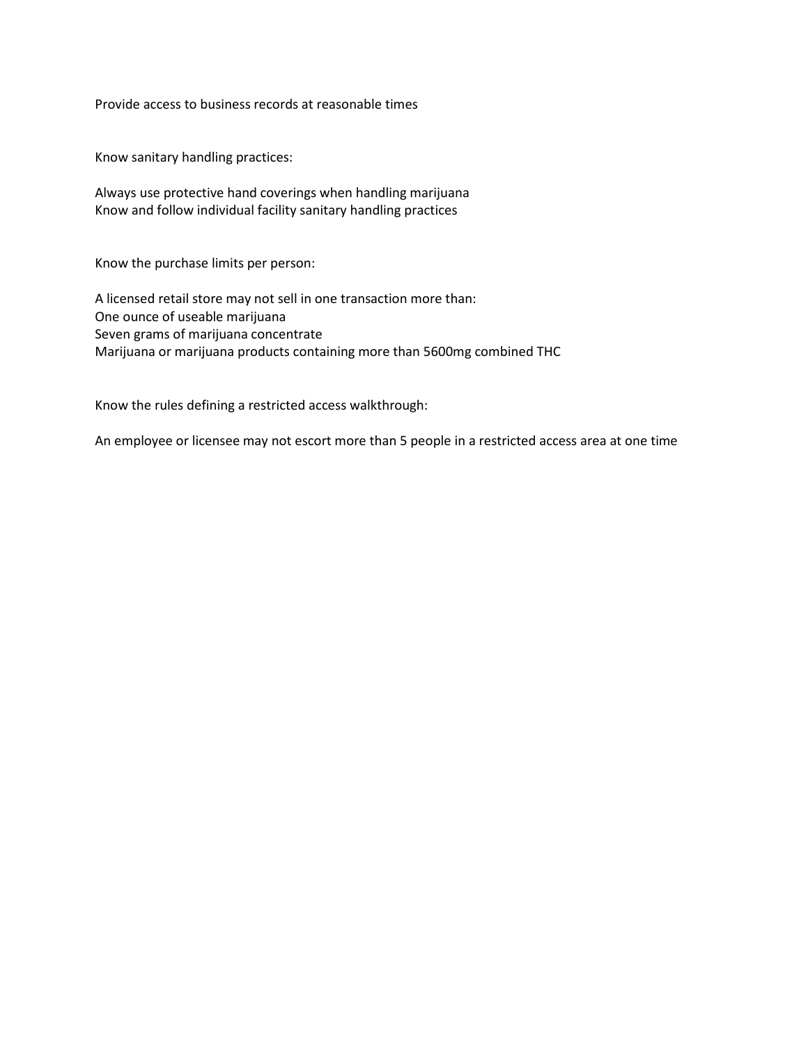Provide access to business records at reasonable times

Know sanitary handling practices:

Always use protective hand coverings when handling marijuana
Know and follow individual facility sanitary handling practices

Know the purchase limits per person:

A licensed retail store may not sell in one transaction more than:
One ounce of useable marijuana
Seven grams of marijuana concentrate
Marijuana or marijuana products containing more than 5600mg combined THC

Know the rules defining a restricted access walkthrough:

An employee or licensee may not escort more than 5 people in a restricted access area at one time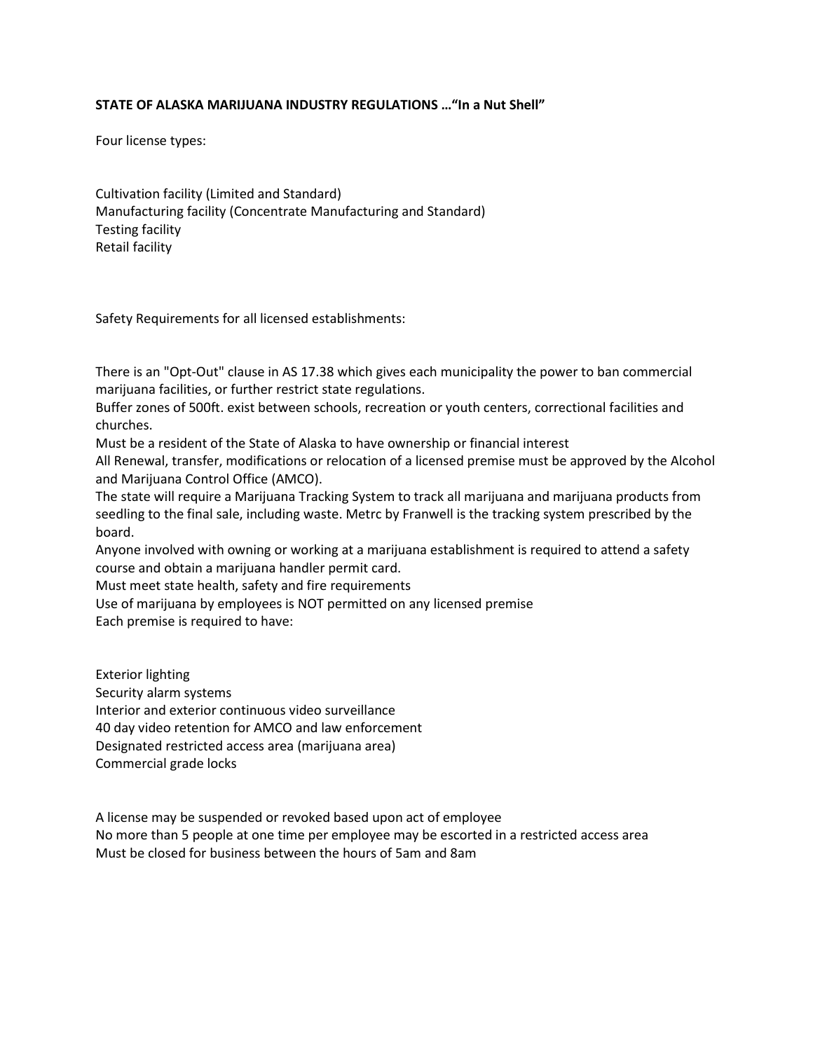**STATE OF ALASKA MARIJUANA INDUSTRY REGULATIONS …"In a Nut Shell"**

Four license types:

Cultivation facility (Limited and Standard)
Manufacturing facility (Concentrate Manufacturing and Standard)
Testing facility
Retail facility

Safety Requirements for all licensed establishments:

There is an "Opt-Out" clause in AS 17.38 which gives each municipality the power to ban commercial marijuana facilities, or further restrict state regulations.
Buffer zones of 500ft. exist between schools, recreation or youth centers, correctional facilities and churches.
Must be a resident of the State of Alaska to have ownership or financial interest
All Renewal, transfer, modifications or relocation of a licensed premise must be approved by the Alcohol and Marijuana Control Office (AMCO).
The state will require a Marijuana Tracking System to track all marijuana and marijuana products from seedling to the final sale, including waste. Metrc by Franwell is the tracking system prescribed by the board.
Anyone involved with owning or working at a marijuana establishment is required to attend a safety course and obtain a marijuana handler permit card.
Must meet state health, safety and fire requirements
Use of marijuana by employees is NOT permitted on any licensed premise
Each premise is required to have:

Exterior lighting
Security alarm systems
Interior and exterior continuous video surveillance
40 day video retention for AMCO and law enforcement
Designated restricted access area (marijuana area)
Commercial grade locks

A license may be suspended or revoked based upon act of employee
No more than 5 people at one time per employee may be escorted in a restricted access area
Must be closed for business between the hours of 5am and 8am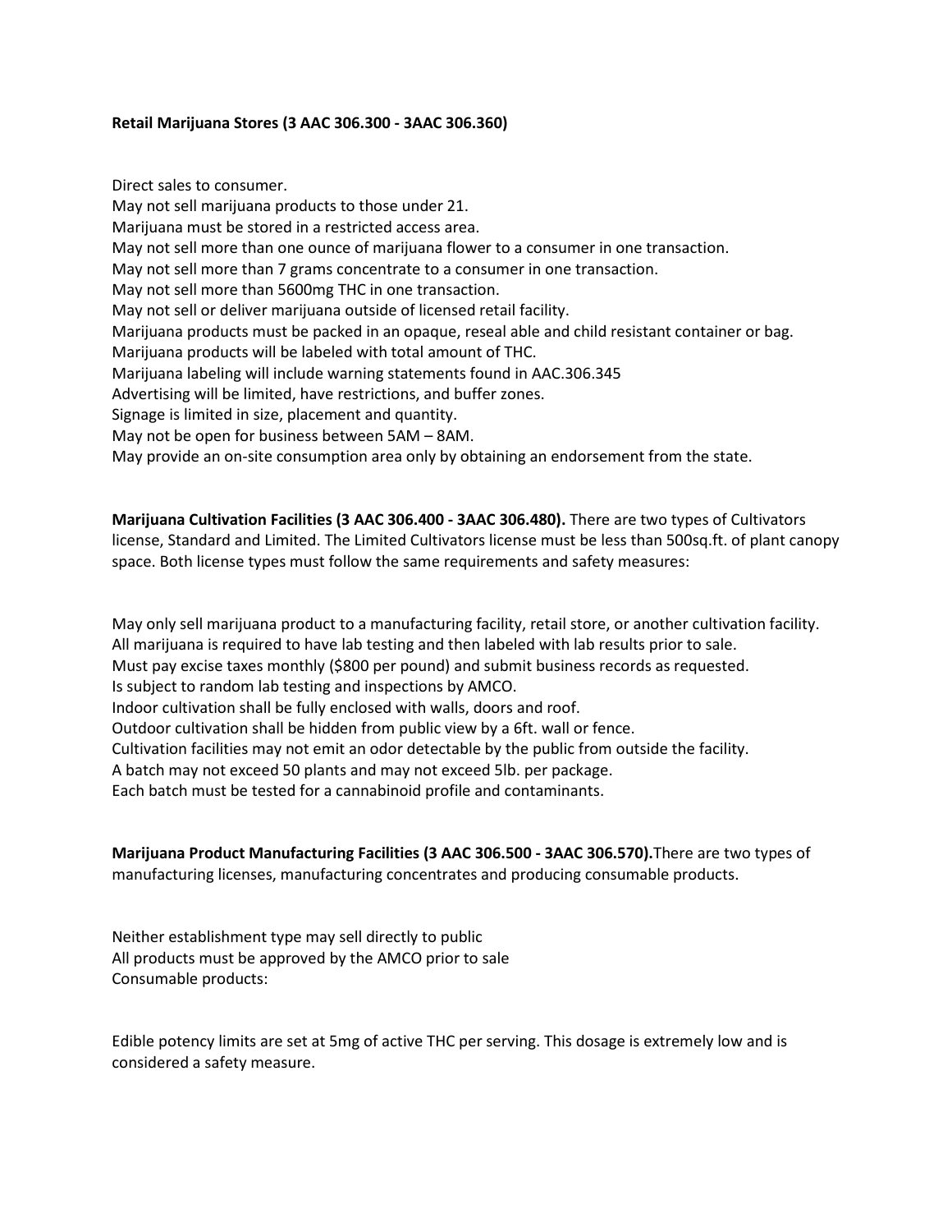**Retail Marijuana Stores (3 AAC 306.300 - 3AAC 306.360)**

Direct sales to consumer.
May not sell marijuana products to those under 21.
Marijuana must be stored in a restricted access area.
May not sell more than one ounce of marijuana flower to a consumer in one transaction.
May not sell more than 7 grams concentrate to a consumer in one transaction.
May not sell more than 5600mg THC in one transaction.
May not sell or deliver marijuana outside of licensed retail facility.
Marijuana products must be packed in an opaque, reseal able and child resistant container or bag.
Marijuana products will be labeled with total amount of THC.
Marijuana labeling will include warning statements found in AAC.306.345
Advertising will be limited, have restrictions, and buffer zones.
Signage is limited in size, placement and quantity.
May not be open for business between 5AM – 8AM.
May provide an on-site consumption area only by obtaining an endorsement from the state.

**Marijuana Cultivation Facilities (3 AAC 306.400 - 3AAC 306.480).** There are two types of Cultivators license, Standard and Limited. The Limited Cultivators license must be less than 500sq.ft. of plant canopy space. Both license types must follow the same requirements and safety measures:

May only sell marijuana product to a manufacturing facility, retail store, or another cultivation facility.
All marijuana is required to have lab testing and then labeled with lab results prior to sale.
Must pay excise taxes monthly ($800 per pound) and submit business records as requested.
Is subject to random lab testing and inspections by AMCO.
Indoor cultivation shall be fully enclosed with walls, doors and roof.
Outdoor cultivation shall be hidden from public view by a 6ft. wall or fence.
Cultivation facilities may not emit an odor detectable by the public from outside the facility.
A batch may not exceed 50 plants and may not exceed 5lb. per package.
Each batch must be tested for a cannabinoid profile and contaminants.

**Marijuana Product Manufacturing Facilities (3 AAC 306.500 - 3AAC 306.570).** There are two types of manufacturing licenses, manufacturing concentrates and producing consumable products.

Neither establishment type may sell directly to public
All products must be approved by the AMCO prior to sale
Consumable products:

Edible potency limits are set at 5mg of active THC per serving. This dosage is extremely low and is considered a safety measure.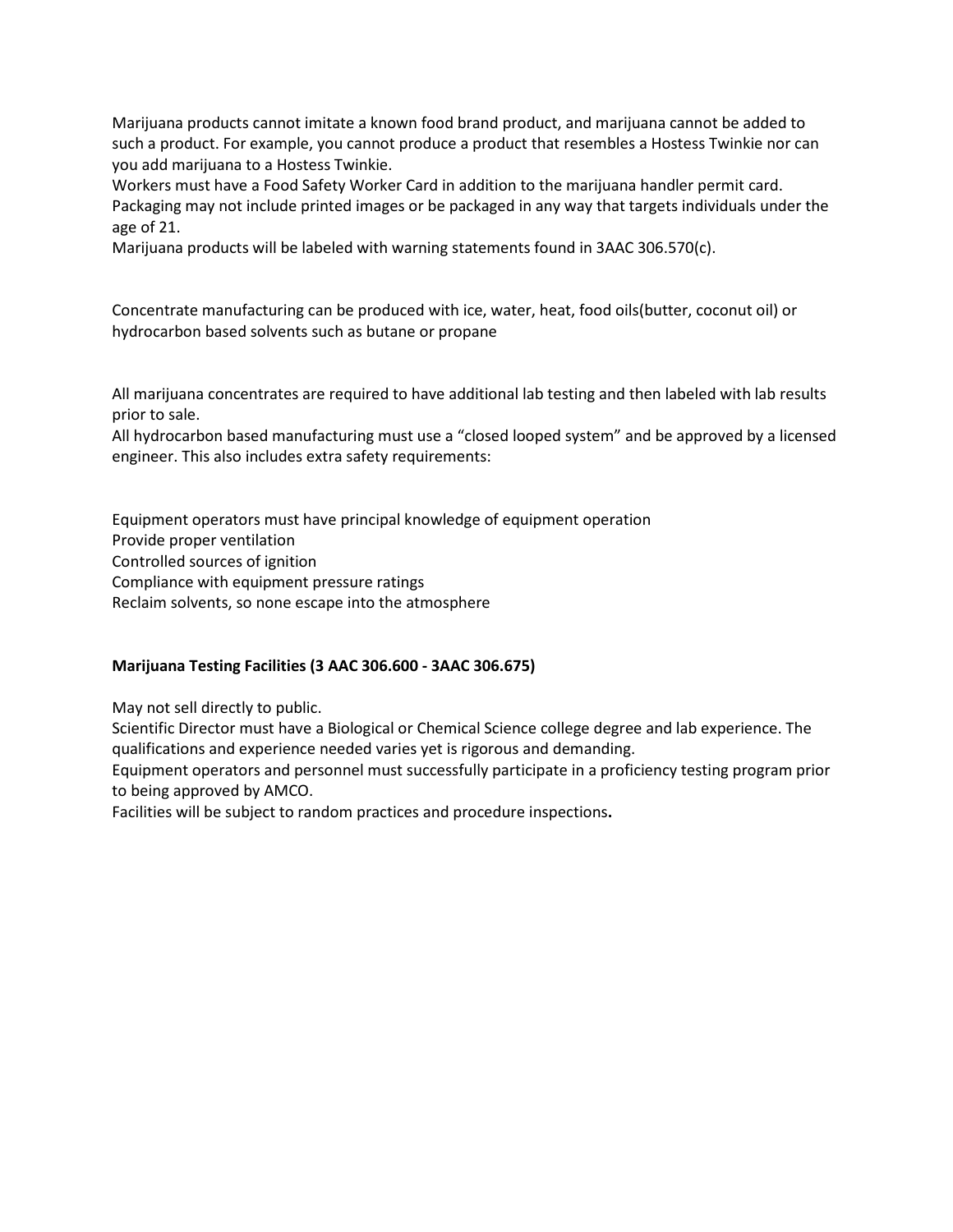Marijuana products cannot imitate a known food brand product, and marijuana cannot be added to such a product. For example, you cannot produce a product that resembles a Hostess Twinkie nor can you add marijuana to a Hostess Twinkie.
Workers must have a Food Safety Worker Card in addition to the marijuana handler permit card.
Packaging may not include printed images or be packaged in any way that targets individuals under the age of 21.
Marijuana products will be labeled with warning statements found in 3AAC 306.570(c).

Concentrate manufacturing can be produced with ice, water, heat, food oils(butter, coconut oil) or hydrocarbon based solvents such as butane or propane

All marijuana concentrates are required to have additional lab testing and then labeled with lab results prior to sale.
All hydrocarbon based manufacturing must use a "closed looped system" and be approved by a licensed engineer. This also includes extra safety requirements:

Equipment operators must have principal knowledge of equipment operation
Provide proper ventilation
Controlled sources of ignition
Compliance with equipment pressure ratings
Reclaim solvents, so none escape into the atmosphere

**Marijuana Testing Facilities (3 AAC 306.600 - 3AAC 306.675)**

May not sell directly to public.
Scientific Director must have a Biological or Chemical Science college degree and lab experience. The qualifications and experience needed varies yet is rigorous and demanding.
Equipment operators and personnel must successfully participate in a proficiency testing program prior to being approved by AMCO.
Facilities will be subject to random practices and procedure inspections**.**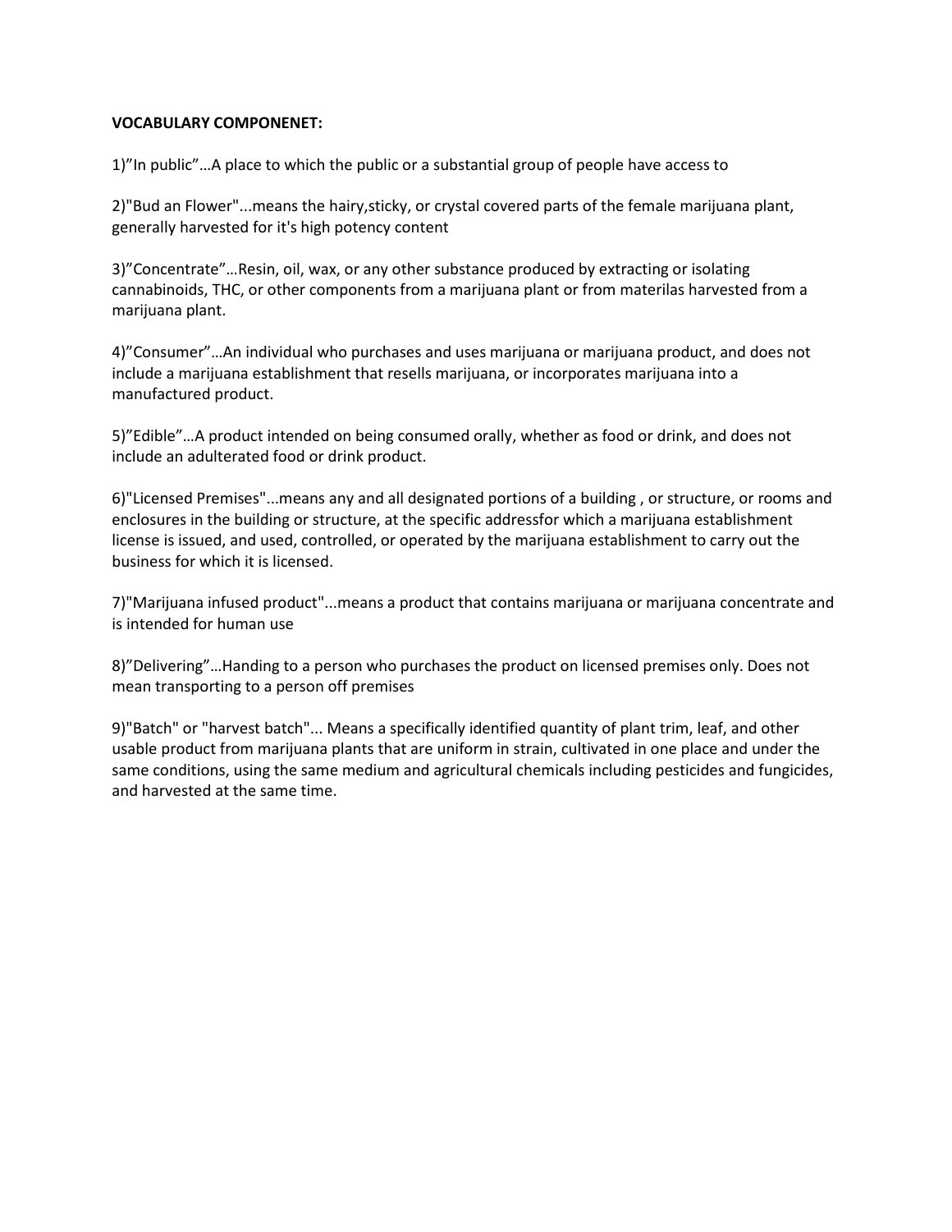**VOCABULARY COMPONENET:**

1)”In public”…A place to which the public or a substantial group of people have access to

2)"Bud an Flower"...means the hairy,sticky, or crystal covered parts of the female marijuana plant, generally harvested for it's high potency content

3)”Concentrate”…Resin, oil, wax, or any other substance produced by extracting or isolating cannabinoids, THC, or other components from a marijuana plant or from materilas harvested from a marijuana plant.

4)”Consumer”…An individual who purchases and uses marijuana or marijuana product, and does not include a marijuana establishment that resells marijuana, or incorporates marijuana into a manufactured product.

5)”Edible”…A product intended on being consumed orally, whether as food or drink, and does not include an adulterated food or drink product.

6)"Licensed Premises"...means any and all designated portions of a building , or structure, or rooms and enclosures in the building or structure, at the specific addressfor which a marijuana establishment license is issued, and used, controlled, or operated by the marijuana establishment to carry out the business for which it is licensed.

7)"Marijuana infused product"...means a product that contains marijuana or marijuana concentrate and is intended for human use

8)”Delivering”…Handing to a person who purchases the product on licensed premises only. Does not mean transporting to a person off premises

9)"Batch" or "harvest batch"... Means a specifically identified quantity of plant trim, leaf, and other usable product from marijuana plants that are uniform in strain, cultivated in one place and under the same conditions, using the same medium and agricultural chemicals including pesticides and fungicides, and harvested at the same time.